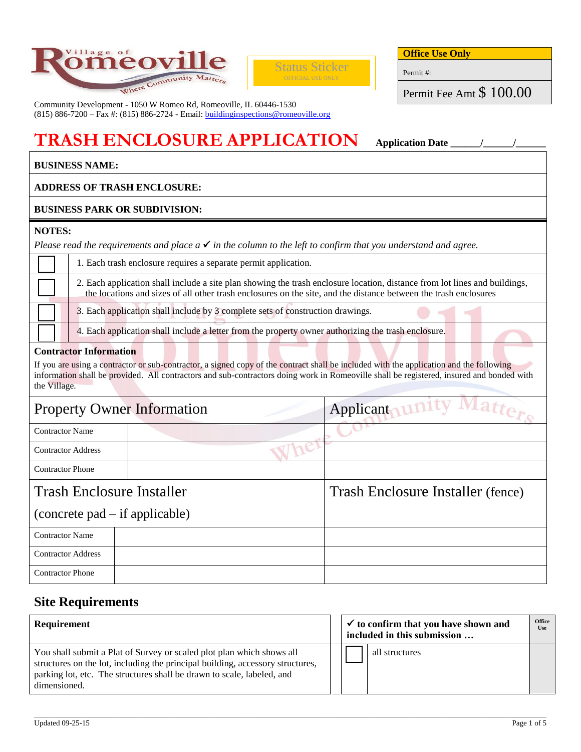Village of Romeoville — Where Community Matters

Status Sticker
OFFICIAL USE ONLY

| Office Use Only |
|---|
| Permit #: |
| Permit Fee Amt $ 100.00 |

Community Development - 1050 W Romeo Rd, Romeoville, IL 60446-1530
(815) 886-7200 – Fax #: (815) 886-2724 - Email: buildinginspections@romeoville.org

# TRASH ENCLOSURE APPLICATION

**Application Date** _____/_____/_____

**BUSINESS NAME:**

**ADDRESS OF TRASH ENCLOSURE:**

**BUSINESS PARK OR SUBDIVISION:**

**NOTES:**

*Please read the requirements and place a ✓ in the column to the left to confirm that you understand and agree.*

| | |
|---|---|
| ☐ | 1. Each trash enclosure requires a separate permit application. |
| ☐ | 2. Each application shall include a site plan showing the trash enclosure location, distance from lot lines and buildings, the locations and sizes of all other trash enclosures on the site, and the distance between the trash enclosures |
| ☐ | 3. Each application shall include by 3 complete sets of construction drawings. |
| ☐ | 4. Each application shall include a letter from the property owner authorizing the trash enclosure. |

**Contractor Information**

If you are using a contractor or sub-contractor, a signed copy of the contract shall be included with the application and the following information shall be provided. All contractors and sub-contractors doing work in Romeoville shall be registered, insured and bonded with the Village.

| Property Owner Information | | Applicant |
|---|---|---|
| Contractor Name | | |
| Contractor Address | | |
| Contractor Phone | | |

| Trash Enclosure Installer (concrete pad – if applicable) | | Trash Enclosure Installer (fence) |
|---|---|---|
| Contractor Name | | |
| Contractor Address | | |
| Contractor Phone | | |

## Site Requirements

| Requirement | ✓ to confirm that you have shown and included in this submission … | | Office Use |
|---|---|---|---|
| You shall submit a Plat of Survey or scaled plot plan which shows all structures on the lot, including the principal building, accessory structures, parking lot, etc. The structures shall be drawn to scale, labeled, and dimensioned. | ☐ | all structures | |

Updated 09-25-15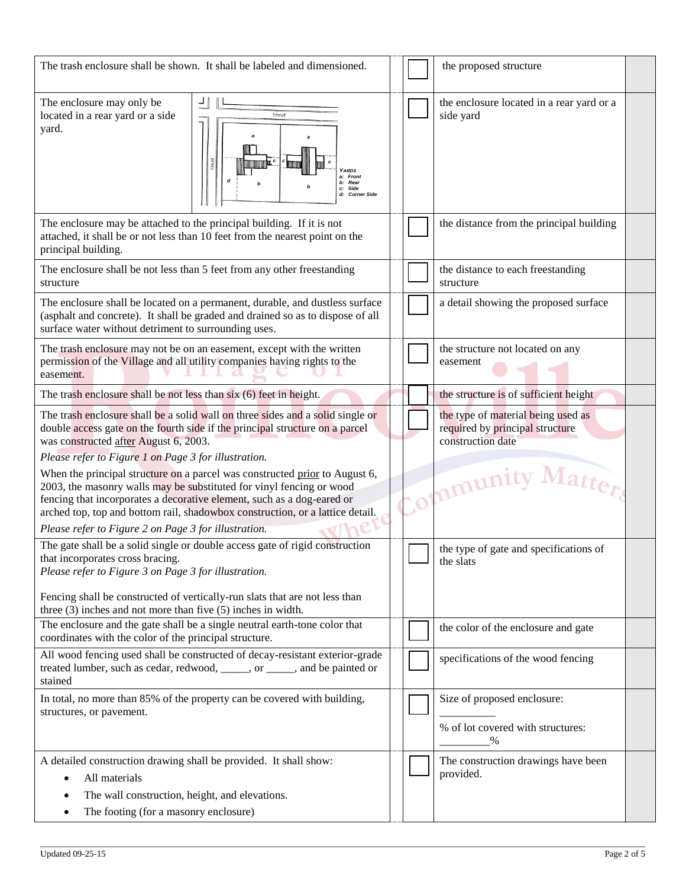| Requirement | | Checklist | |
|---|---|---|---|
| The trash enclosure shall be shown. It shall be labeled and dimensioned. | ☐ | the proposed structure | |
| The enclosure may only be located in a rear yard or a side yard. (Street / Street; YARDS a: Front, b: Rear, c: Side, d: Corner Side) | ☐ | the enclosure located in a rear yard or a side yard | |
| The enclosure may be attached to the principal building. If it is not attached, it shall be or not less than 10 feet from the nearest point on the principal building. | ☐ | the distance from the principal building | |
| The enclosure shall be not less than 5 feet from any other freestanding structure | ☐ | the distance to each freestanding structure | |
| The enclosure shall be located on a permanent, durable, and dustless surface (asphalt and concrete). It shall be graded and drained so as to dispose of all surface water without detriment to surrounding uses. | ☐ | a detail showing the proposed surface | |
| The trash enclosure may not be on an easement, except with the written permission of the Village and all utility companies having rights to the easement. | ☐ | the structure not located on any easement | |
| The trash enclosure shall be not less than six (6) feet in height. | ☐ | the structure is of sufficient height | |
| The trash enclosure shall be a solid wall on three sides and a solid single or double access gate on the fourth side if the principal structure on a parcel was constructed after August 6, 2003. *Please refer to Figure 1 on Page 3 for illustration.* When the principal structure on a parcel was constructed prior to August 6, 2003, the masonry walls may be substituted for vinyl fencing or wood fencing that incorporates a decorative element, such as a dog-eared or arched top, top and bottom rail, shadowbox construction, or a lattice detail. *Please refer to Figure 2 on Page 3 for illustration.* | ☐ | the type of material being used as required by principal structure construction date | |
| The gate shall be a solid single or double access gate of rigid construction that incorporates cross bracing. *Please refer to Figure 3 on Page 3 for illustration.* Fencing shall be constructed of vertically-run slats that are not less than three (3) inches and not more than five (5) inches in width. | ☐ | the type of gate and specifications of the slats | |
| The enclosure and the gate shall be a single neutral earth-tone color that coordinates with the color of the principal structure. | ☐ | the color of the enclosure and gate | |
| All wood fencing used shall be constructed of decay-resistant exterior-grade treated lumber, such as cedar, redwood, _____, or _____, and be painted or stained | ☐ | specifications of the wood fencing | |
| In total, no more than 85% of the property can be covered with building, structures, or pavement. | ☐ | Size of proposed enclosure: __________ % of lot covered with structures: _________% | |
| A detailed construction drawing shall be provided. It shall show: • All materials • The wall construction, height, and elevations. • The footing (for a masonry enclosure) | ☐ | The construction drawings have been provided. | |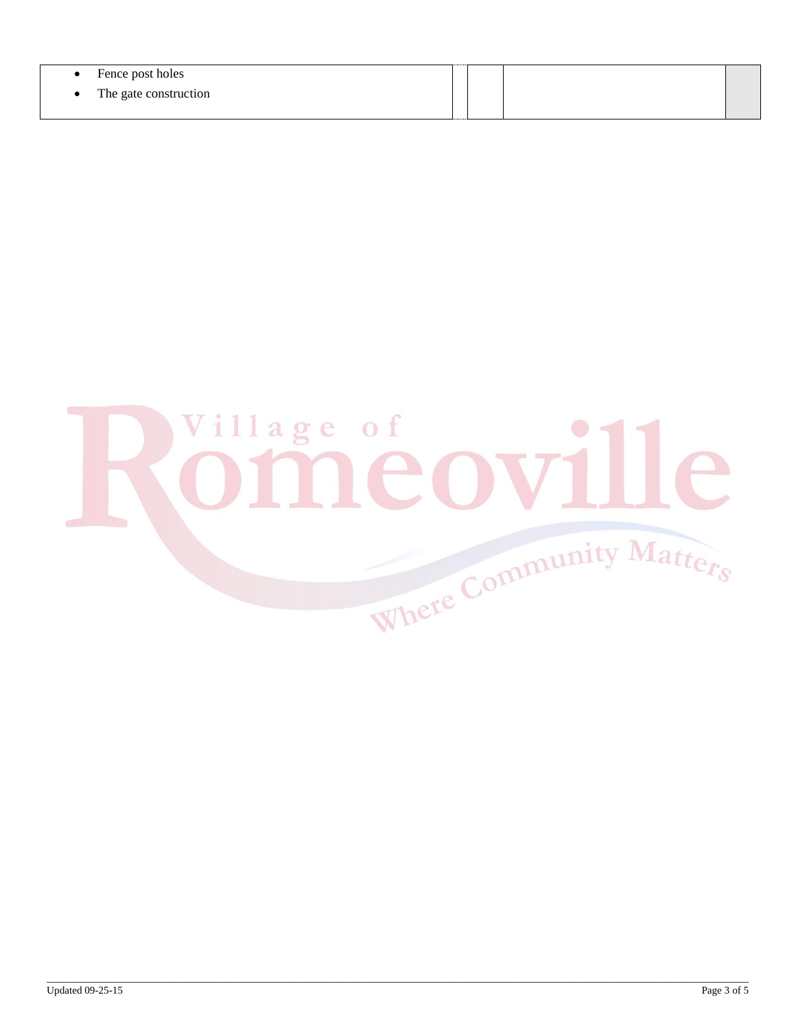| | | | | |
|---|---|---|---|---|
| • Fence post holes<br>• The gate construction | | | | |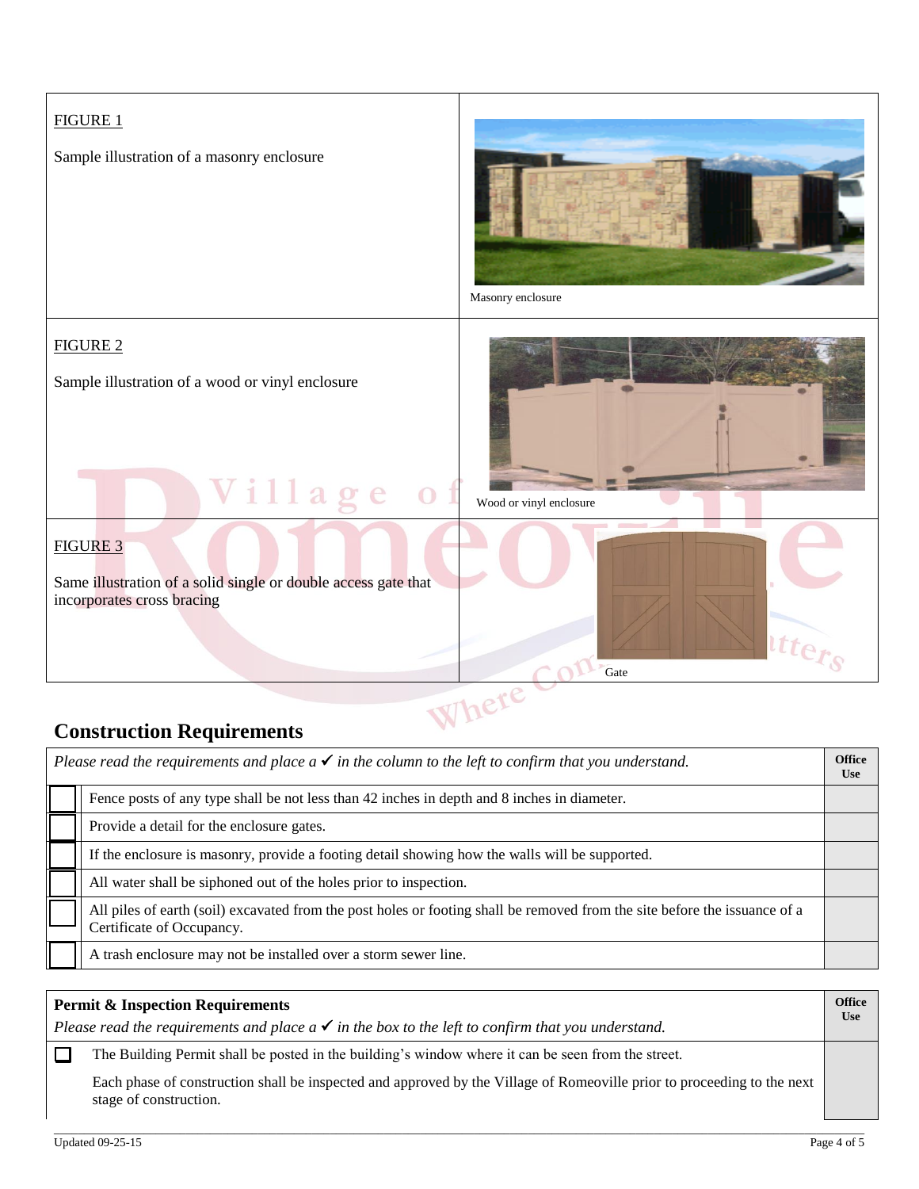| FIGURE 1<br><br>Sample illustration of a masonry enclosure | Masonry enclosure |
|---|---|
| FIGURE 2<br><br>Sample illustration of a wood or vinyl enclosure | Wood or vinyl enclosure |
| FIGURE 3<br><br>Same illustration of a solid single or double access gate that incorporates cross bracing | Gate |

## Construction Requirements

| *Please read the requirements and place a ✔ in the column to the left to confirm that you understand.* | | Office Use |
|---|---|---|
| ☐ | Fence posts of any type shall be not less than 42 inches in depth and 8 inches in diameter. | |
| ☐ | Provide a detail for the enclosure gates. | |
| ☐ | If the enclosure is masonry, provide a footing detail showing how the walls will be supported. | |
| ☐ | All water shall be siphoned out of the holes prior to inspection. | |
| ☐ | All piles of earth (soil) excavated from the post holes or footing shall be removed from the site before the issuance of a Certificate of Occupancy. | |
| ☐ | A trash enclosure may not be installed over a storm sewer line. | |

| **Permit & Inspection Requirements**<br>*Please read the requirements and place a ✔ in the box to the left to confirm that you understand.* | | Office Use |
|---|---|---|
| ☐ | The Building Permit shall be posted in the building's window where it can be seen from the street.<br><br>Each phase of construction shall be inspected and approved by the Village of Romeoville prior to proceeding to the next stage of construction. | |

Updated 09-25-15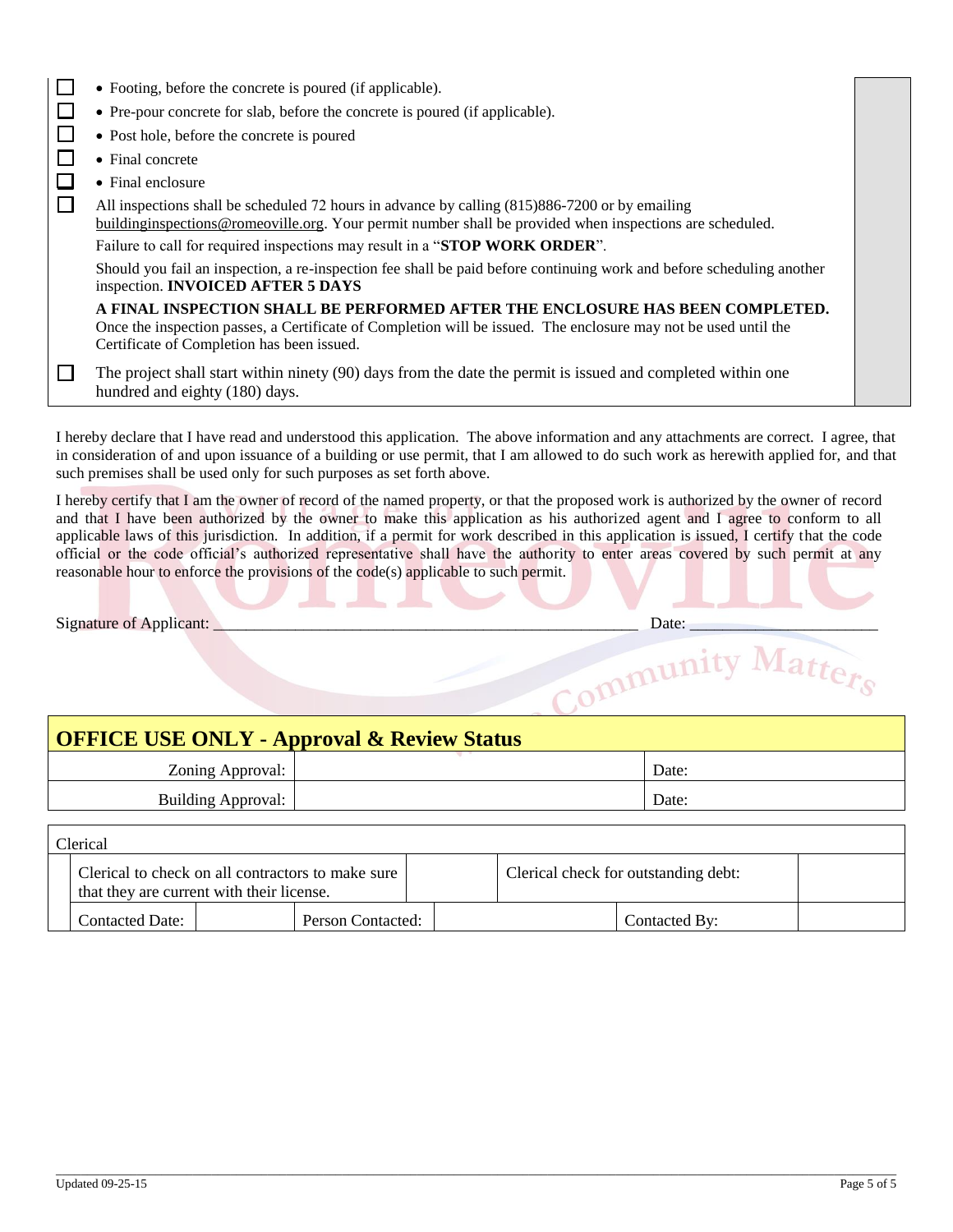- ☐ • Footing, before the concrete is poured (if applicable).
- ☐ • Pre-pour concrete for slab, before the concrete is poured (if applicable).
- ☐ • Post hole, before the concrete is poured
- ☐ • Final concrete
- ☐ • Final enclosure
- ☐ All inspections shall be scheduled 72 hours in advance by calling (815)886-7200 or by emailing buildinginspections@romeoville.org. Your permit number shall be provided when inspections are scheduled.

  Failure to call for required inspections may result in a "**STOP WORK ORDER**".

  Should you fail an inspection, a re-inspection fee shall be paid before continuing work and before scheduling another inspection. **INVOICED AFTER 5 DAYS**

  **A FINAL INSPECTION SHALL BE PERFORMED AFTER THE ENCLOSURE HAS BEEN COMPLETED.** Once the inspection passes, a Certificate of Completion will be issued. The enclosure may not be used until the Certificate of Completion has been issued.
- ☐ The project shall start within ninety (90) days from the date the permit is issued and completed within one hundred and eighty (180) days.

I hereby declare that I have read and understood this application. The above information and any attachments are correct. I agree, that in consideration of and upon issuance of a building or use permit, that I am allowed to do such work as herewith applied for, and that such premises shall be used only for such purposes as set forth above.

I hereby certify that I am the owner of record of the named property, or that the proposed work is authorized by the owner of record and that I have been authorized by the owner to make this application as his authorized agent and I agree to conform to all applicable laws of this jurisdiction. In addition, if a permit for work described in this application is issued, I certify that the code official or the code official's authorized representative shall have the authority to enter areas covered by such permit at any reasonable hour to enforce the provisions of the code(s) applicable to such permit.

Signature of Applicant: ____________________________________________ Date: ____________________

## OFFICE USE ONLY - Approval & Review Status

| | | |
|---|---|---|
| Zoning Approval: | | Date: |
| Building Approval: | | Date: |

Clerical

| | | | | | |
|---|---|---|---|---|---|
| Clerical to check on all contractors to make sure that they are current with their license. | | | Clerical check for outstanding debt: | | |
| Contacted Date: | | Person Contacted: | | Contacted By: | |